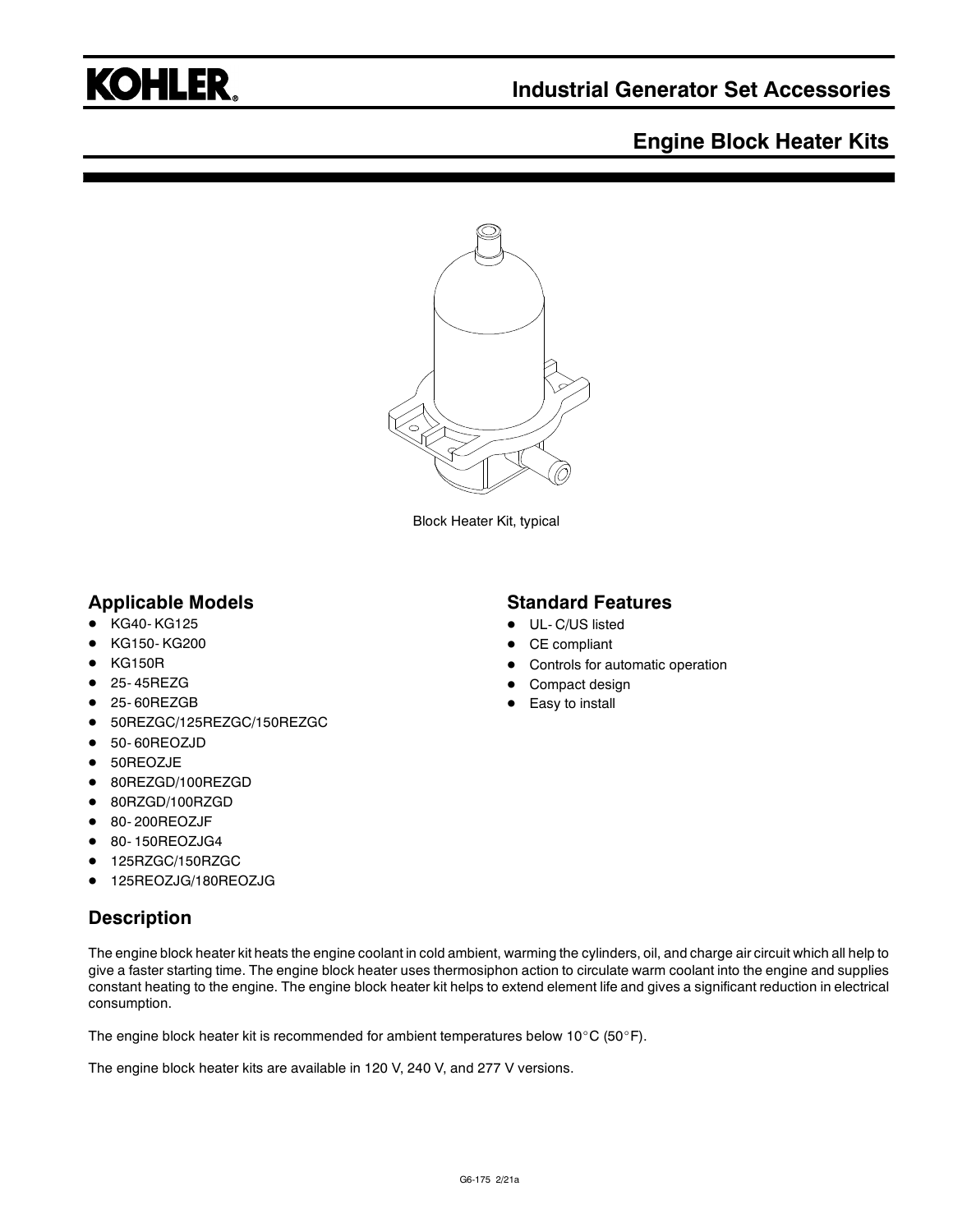KOHLER.

# Industrial Generator Set Accessories

## Engine Block Heater Kits

Block Heater Kit, typical

## Applicable Models

- KG40- KG125
- KG150- KG200
- KG150R
- 25- 45REZG
- 25- 60REZGB
- 50REZGC/125REZGC/150REZGC
- 50- 60REOZJD
- 50REOZJE
- 80REZGD/100REZGD
- 80RZGD/100RZGD
- 80- 200REOZJF
- 80- 150REOZJG4
- 125RZGC/150RZGC
- 125REOZJG/180REOZJG

## Standard Features

- UL- C/US listed
- CE compliant
- Controls for automatic operation
- Compact design
- Easy to install

## Description

The engine block heater kit heats the engine coolant in cold ambient, warming the cylinders, oil, and charge air circuit which all help to give a faster starting time. The engine block heater uses thermosiphon action to circulate warm coolant into the engine and supplies constant heating to the engine. The engine block heater kit helps to extend element life and gives a significant reduction in electrical consumption.

The engine block heater kit is recommended for ambient temperatures below 10°C (50°F).

The engine block heater kits are available in 120 V, 240 V, and 277 V versions.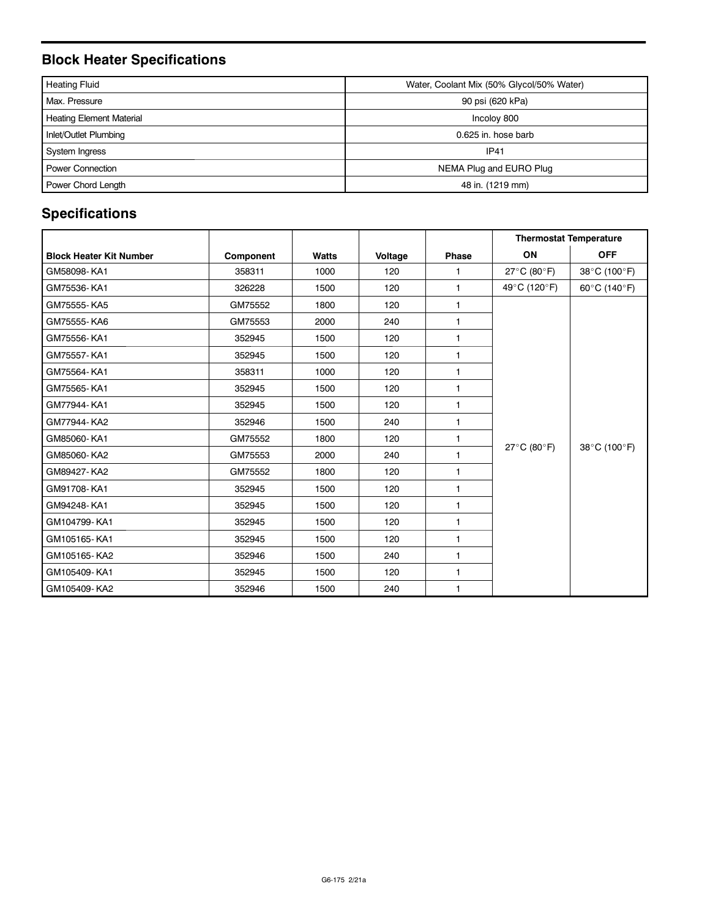## Block Heater Specifications

| | |
|---|---|
| Heating Fluid | Water, Coolant Mix (50% Glycol/50% Water) |
| Max. Pressure | 90 psi (620 kPa) |
| Heating Element Material | Incoloy 800 |
| Inlet/Outlet Plumbing | 0.625 in. hose barb |
| System Ingress | IP41 |
| Power Connection | NEMA Plug and EURO Plug |
| Power Chord Length | 48 in. (1219 mm) |

## Specifications

| | | | | | Thermostat Temperature | |
|---|---|---|---|---|---|---|
| **Block Heater Kit Number** | **Component** | **Watts** | **Voltage** | **Phase** | **ON** | **OFF** |
| GM58098-KA1 | 358311 | 1000 | 120 | 1 | 27°C (80°F) | 38°C (100°F) |
| GM75536-KA1 | 326228 | 1500 | 120 | 1 | 49°C (120°F) | 60°C (140°F) |
| GM75555-KA5 | GM75552 | 1800 | 120 | 1 | 27°C (80°F) | 38°C (100°F) |
| GM75555-KA6 | GM75553 | 2000 | 240 | 1 | | |
| GM75556-KA1 | 352945 | 1500 | 120 | 1 | | |
| GM75557-KA1 | 352945 | 1500 | 120 | 1 | | |
| GM75564-KA1 | 358311 | 1000 | 120 | 1 | | |
| GM75565-KA1 | 352945 | 1500 | 120 | 1 | | |
| GM77944-KA1 | 352945 | 1500 | 120 | 1 | | |
| GM77944-KA2 | 352946 | 1500 | 240 | 1 | | |
| GM85060-KA1 | GM75552 | 1800 | 120 | 1 | | |
| GM85060-KA2 | GM75553 | 2000 | 240 | 1 | | |
| GM89427-KA2 | GM75552 | 1800 | 120 | 1 | | |
| GM91708-KA1 | 352945 | 1500 | 120 | 1 | | |
| GM94248-KA1 | 352945 | 1500 | 120 | 1 | | |
| GM104799-KA1 | 352945 | 1500 | 120 | 1 | | |
| GM105165-KA1 | 352945 | 1500 | 120 | 1 | | |
| GM105165-KA2 | 352946 | 1500 | 240 | 1 | | |
| GM105409-KA1 | 352945 | 1500 | 120 | 1 | | |
| GM105409-KA2 | 352946 | 1500 | 240 | 1 | | |

G6-175 2/21a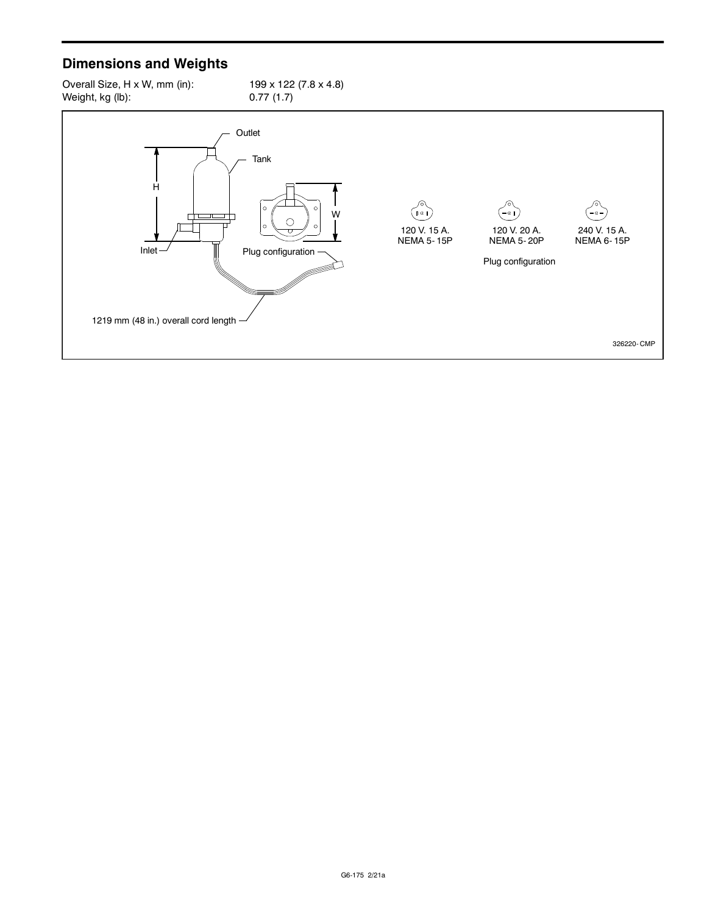## Dimensions and Weights

| | |
|---|---|
| Overall Size, H x W, mm (in): | 199 x 122 (7.8 x 4.8) |
| Weight, kg (lb): | 0.77 (1.7) |

Outlet

Tank

H

W

Inlet

Plug configuration

1219 mm (48 in.) overall cord length

120 V. 15 A.
NEMA 5-15P

120 V. 20 A.
NEMA 5-20P

240 V. 15 A.
NEMA 6-15P

Plug configuration

326220-CMP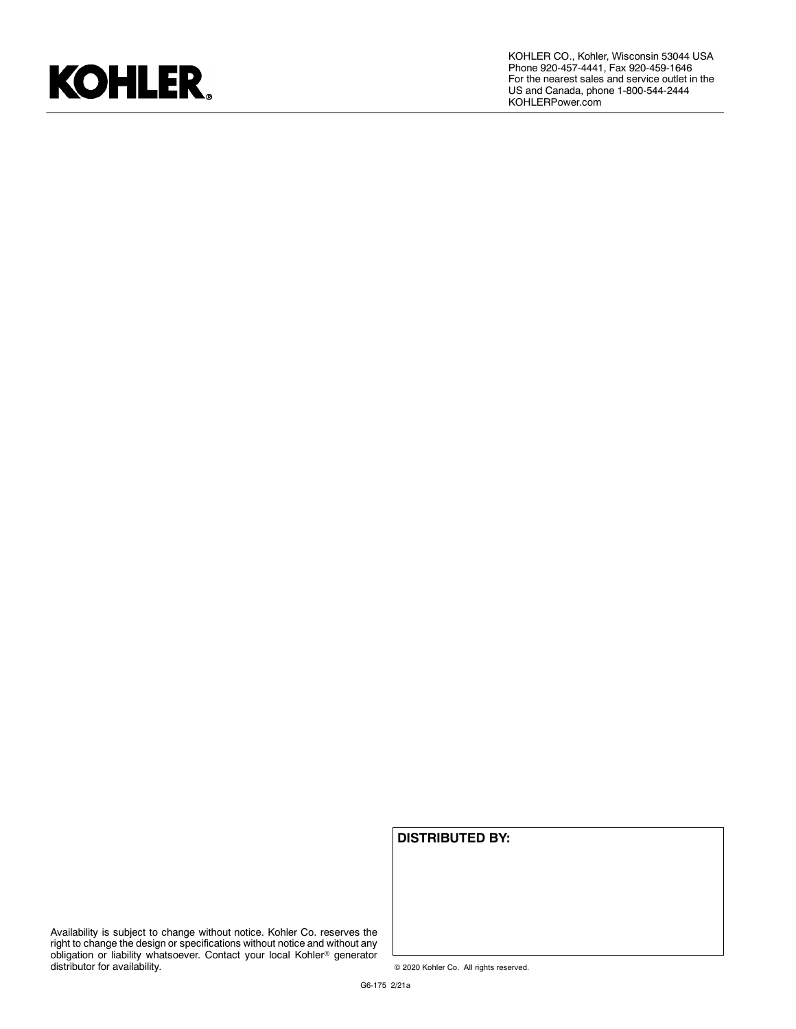KOHLER

KOHLER CO., Kohler, Wisconsin 53044 USA
Phone 920-457-4441, Fax 920-459-1646
For the nearest sales and service outlet in the US and Canada, phone 1-800-544-2444
KOHLERPower.com

**DISTRIBUTED BY:**

Availability is subject to change without notice. Kohler Co. reserves the right to change the design or specifications without notice and without any obligation or liability whatsoever. Contact your local Kohler® generator distributor for availability.

© 2020 Kohler Co. All rights reserved.

G6-175 2/21a